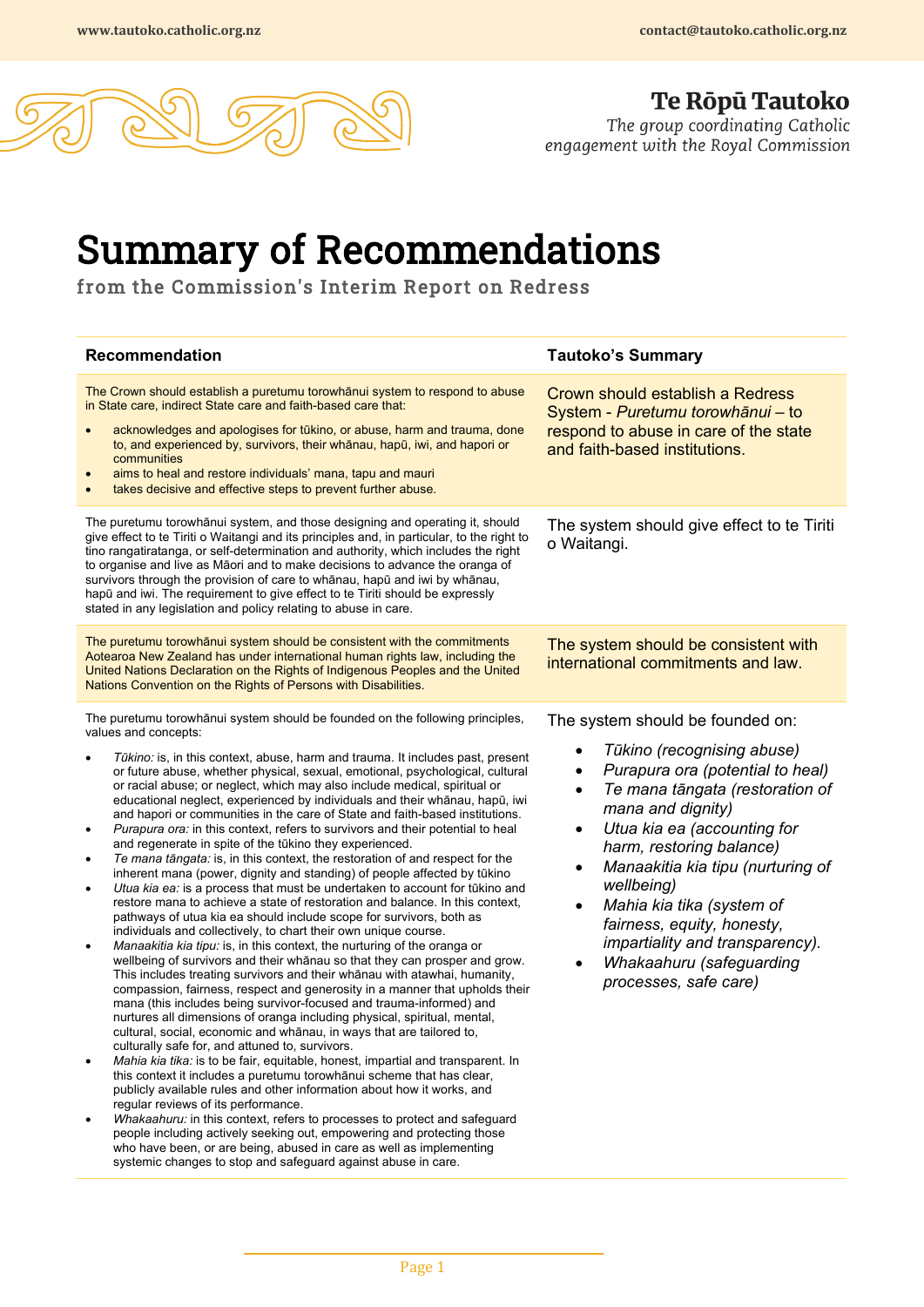**Te Rōpū Tautoko**

*The group coordinating Catholic engagement with the Royal Commission*

# Summary of Recommendations

## from the Commission's Interim Report on Redress

| Recommendation | Tautoko's Summary |
|---|---|
| The Crown should establish a puretumu torowhānui system to respond to abuse in State care, indirect State care and faith-based care that:<br>• acknowledges and apologises for tūkino, or abuse, harm and trauma, done to, and experienced by, survivors, their whānau, hapū, iwi, and hapori or communities<br>• aims to heal and restore individuals' mana, tapu and mauri<br>• takes decisive and effective steps to prevent further abuse. | Crown should establish a Redress System - *Puretumu torowhānui* – to respond to abuse in care of the state and faith-based institutions. |
| The puretumu torowhānui system, and those designing and operating it, should give effect to te Tiriti o Waitangi and its principles and, in particular, to the right to tino rangatiratanga, or self-determination and authority, which includes the right to organise and live as Māori and to make decisions to advance the oranga of survivors through the provision of care to whānau, hapū and iwi by whānau, hapū and iwi. The requirement to give effect to te Tiriti should be expressly stated in any legislation and policy relating to abuse in care. | The system should give effect to te Tiriti o Waitangi. |
| The puretumu torowhānui system should be consistent with the commitments Aotearoa New Zealand has under international human rights law, including the United Nations Declaration on the Rights of Indigenous Peoples and the United Nations Convention on the Rights of Persons with Disabilities. | The system should be consistent with international commitments and law. |
| The puretumu torowhānui system should be founded on the following principles, values and concepts:<br>• *Tūkino:* is, in this context, abuse, harm and trauma. It includes past, present or future abuse, whether physical, sexual, emotional, psychological, cultural or racial abuse; or neglect, which may also include medical, spiritual or educational neglect, experienced by individuals and their whānau, hapū, iwi and hapori or communities in the care of State and faith-based institutions.<br>• *Purapura ora:* in this context, refers to survivors and their potential to heal and regenerate in spite of the tūkino they experienced.<br>• *Te mana tāngata:* is, in this context, the restoration of and respect for the inherent mana (power, dignity and standing) of people affected by tūkino<br>• *Utua kia ea:* is a process that must be undertaken to account for tūkino and restore mana to achieve a state of restoration and balance. In this context, pathways of utua kia ea should include scope for survivors, both as individuals and collectively, to chart their own unique course.<br>• *Manaakitia kia tipu:* is, in this context, the nurturing of the oranga or wellbeing of survivors and their whānau so that they can prosper and grow. This includes treating survivors and their whānau with atawhai, humanity, compassion, fairness, respect and generosity in a manner that upholds their mana (this includes being survivor-focused and trauma-informed) and nurtures all dimensions of oranga including physical, spiritual, mental, cultural, social, economic and whānau, in ways that are tailored to, culturally safe for, and attuned to, survivors.<br>• *Mahia kia tika:* is to be fair, equitable, honest, impartial and transparent. In this context it includes a puretumu torowhānui scheme that has clear, publicly available rules and other information about how it works, and regular reviews of its performance.<br>• *Whakaahuru:* in this context, refers to processes to protect and safeguard people including actively seeking out, empowering and protecting those who have been, or are being, abused in care as well as implementing systemic changes to stop and safeguard against abuse in care. | The system should be founded on:<br>• *Tūkino (recognising abuse)*<br>• *Purapura ora (potential to heal)*<br>• *Te mana tāngata (restoration of mana and dignity)*<br>• *Utua kia ea (accounting for harm, restoring balance)*<br>• *Manaakitia kia tipu (nurturing of wellbeing)*<br>• *Mahia kia tika (system of fairness, equity, honesty, impartiality and transparency).*<br>• *Whakaahuru (safeguarding processes, safe care)* |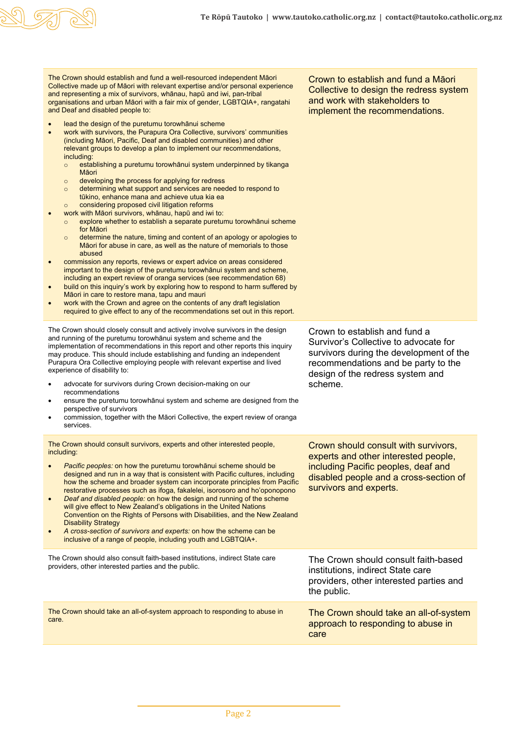| | |
|---|---|
| The Crown should establish and fund a well-resourced independent Māori Collective made up of Māori with relevant expertise and/or personal experience and representing a mix of survivors, whānau, hapū and iwi, pan-tribal organisations and urban Māori with a fair mix of gender, LGBTQIA+, rangatahi and Deaf and disabled people to:<br>• lead the design of the puretumu torowhānui scheme<br>• work with survivors, the Purapura Ora Collective, survivors' communities (including Māori, Pacific, Deaf and disabled communities) and other relevant groups to develop a plan to implement our recommendations, including:<br>  ○ establishing a puretumu torowhānui system underpinned by tikanga Māori<br>  ○ developing the process for applying for redress<br>  ○ determining what support and services are needed to respond to tūkino, enhance mana and achieve utua kia ea<br>  ○ considering proposed civil litigation reforms<br>• work with Māori survivors, whānau, hapū and iwi to:<br>  ○ explore whether to establish a separate puretumu torowhānui scheme for Māori<br>  ○ determine the nature, timing and content of an apology or apologies to Māori for abuse in care, as well as the nature of memorials to those abused<br>• commission any reports, reviews or expert advice on areas considered important to the design of the puretumu torowhānui system and scheme, including an expert review of oranga services (see recommendation 68)<br>• build on this inquiry's work by exploring how to respond to harm suffered by Māori in care to restore mana, tapu and mauri<br>• work with the Crown and agree on the contents of any draft legislation required to give effect to any of the recommendations set out in this report. | Crown to establish and fund a Māori Collective to design the redress system and work with stakeholders to implement the recommendations. |
| The Crown should closely consult and actively involve survivors in the design and running of the puretumu torowhānui system and scheme and the implementation of recommendations in this report and other reports this inquiry may produce. This should include establishing and funding an independent Purapura Ora Collective employing people with relevant expertise and lived experience of disability to:<br>• advocate for survivors during Crown decision-making on our recommendations<br>• ensure the puretumu torowhānui system and scheme are designed from the perspective of survivors<br>• commission, together with the Māori Collective, the expert review of oranga services. | Crown to establish and fund a Survivor's Collective to advocate for survivors during the development of the recommendations and be party to the design of the redress system and scheme. |
| The Crown should consult survivors, experts and other interested people, including:<br>• *Pacific peoples:* on how the puretumu torowhānui scheme should be designed and run in a way that is consistent with Pacific cultures, including how the scheme and broader system can incorporate principles from Pacific restorative processes such as ifoga, fakalelei, isorosoro and ho'oponopono<br>• *Deaf and disabled people:* on how the design and running of the scheme will give effect to New Zealand's obligations in the United Nations Convention on the Rights of Persons with Disabilities, and the New Zealand Disability Strategy<br>• *A cross-section of survivors and experts:* on how the scheme can be inclusive of a range of people, including youth and LGBTQIA+. | Crown should consult with survivors, experts and other interested people, including Pacific peoples, deaf and disabled people and a cross-section of survivors and experts. |
| The Crown should also consult faith-based institutions, indirect State care providers, other interested parties and the public. | The Crown should consult faith-based institutions, indirect State care providers, other interested parties and the public. |
| The Crown should take an all-of-system approach to responding to abuse in care. | The Crown should take an all-of-system approach to responding to abuse in care |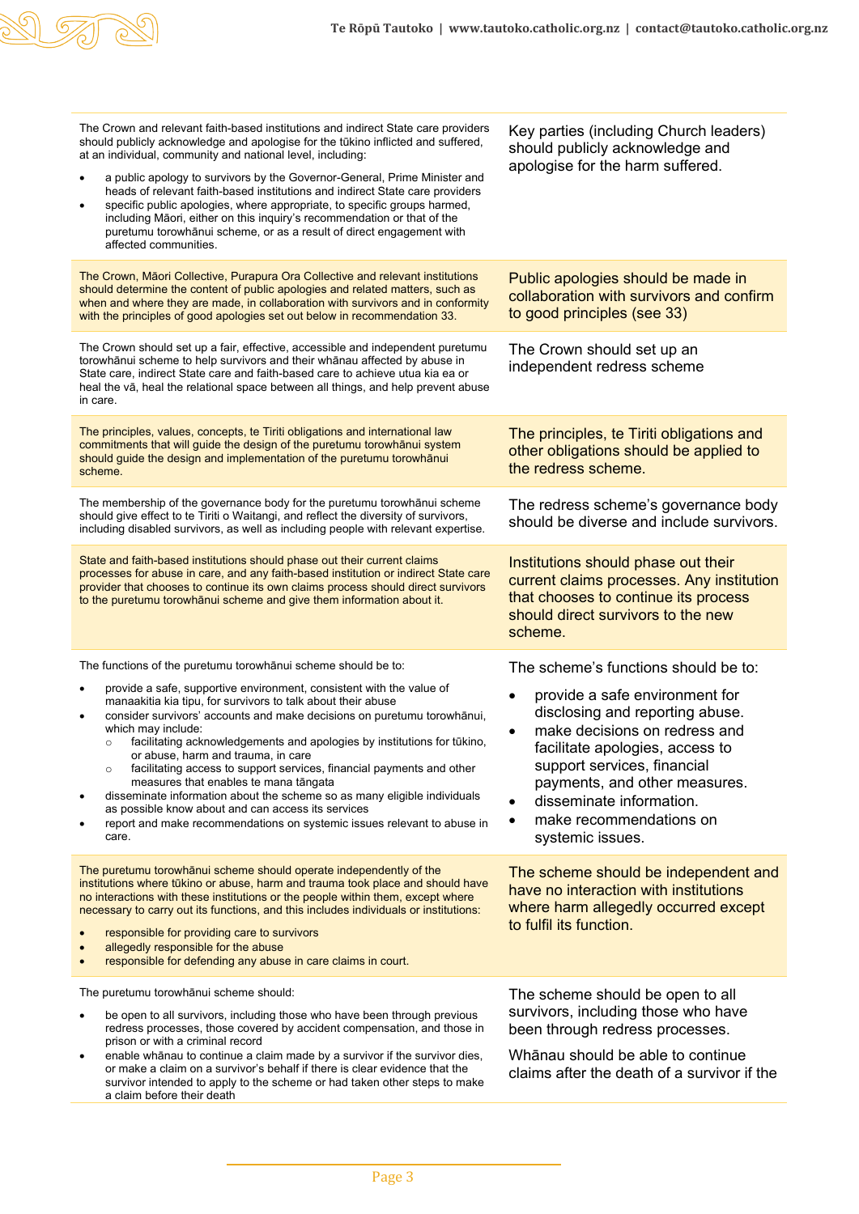| | |
|---|---|
| The Crown and relevant faith-based institutions and indirect State care providers should publicly acknowledge and apologise for the tūkino inflicted and suffered, at an individual, community and national level, including:<br>• a public apology to survivors by the Governor-General, Prime Minister and heads of relevant faith-based institutions and indirect State care providers<br>• specific public apologies, where appropriate, to specific groups harmed, including Māori, either on this inquiry's recommendation or that of the puretumu torowhānui scheme, or as a result of direct engagement with affected communities. | Key parties (including Church leaders) should publicly acknowledge and apologise for the harm suffered. |
| The Crown, Māori Collective, Purapura Ora Collective and relevant institutions should determine the content of public apologies and related matters, such as when and where they are made, in collaboration with survivors and in conformity with the principles of good apologies set out below in recommendation 33. | Public apologies should be made in collaboration with survivors and confirm to good principles (see 33) |
| The Crown should set up a fair, effective, accessible and independent puretumu torowhānui scheme to help survivors and their whānau affected by abuse in State care, indirect State care and faith-based care to achieve utua kia ea or heal the vā, heal the relational space between all things, and help prevent abuse in care. | The Crown should set up an independent redress scheme |
| The principles, values, concepts, te Tiriti obligations and international law commitments that will guide the design of the puretumu torowhānui system should guide the design and implementation of the puretumu torowhānui scheme. | The principles, te Tiriti obligations and other obligations should be applied to the redress scheme. |
| The membership of the governance body for the puretumu torowhānui scheme should give effect to te Tiriti o Waitangi, and reflect the diversity of survivors, including disabled survivors, as well as including people with relevant expertise. | The redress scheme's governance body should be diverse and include survivors. |
| State and faith-based institutions should phase out their current claims processes for abuse in care, and any faith-based institution or indirect State care provider that chooses to continue its own claims process should direct survivors to the puretumu torowhānui scheme and give them information about it. | Institutions should phase out their current claims processes. Any institution that chooses to continue its process should direct survivors to the new scheme. |
| The functions of the puretumu torowhānui scheme should be to:<br>• provide a safe, supportive environment, consistent with the value of manaakitia kia tipu, for survivors to talk about their abuse<br>• consider survivors' accounts and make decisions on puretumu torowhānui, which may include:<br>&nbsp;&nbsp;○ facilitating acknowledgements and apologies by institutions for tūkino, or abuse, harm and trauma, in care<br>&nbsp;&nbsp;○ facilitating access to support services, financial payments and other measures that enables te mana tāngata<br>• disseminate information about the scheme so as many eligible individuals as possible know about and can access its services<br>• report and make recommendations on systemic issues relevant to abuse in care. | The scheme's functions should be to:<br>• provide a safe environment for disclosing and reporting abuse.<br>• make decisions on redress and facilitate apologies, access to support services, financial payments, and other measures.<br>• disseminate information.<br>• make recommendations on systemic issues. |
| The puretumu torowhānui scheme should operate independently of the institutions where tūkino or abuse, harm and trauma took place and should have no interactions with these institutions or the people within them, except where necessary to carry out its functions, and this includes individuals or institutions:<br>• responsible for providing care to survivors<br>• allegedly responsible for the abuse<br>• responsible for defending any abuse in care claims in court. | The scheme should be independent and have no interaction with institutions where harm allegedly occurred except to fulfil its function. |
| The puretumu torowhānui scheme should:<br>• be open to all survivors, including those who have been through previous redress processes, those covered by accident compensation, and those in prison or with a criminal record<br>• enable whānau to continue a claim made by a survivor if the survivor dies, or make a claim on a survivor's behalf if there is clear evidence that the survivor intended to apply to the scheme or had taken other steps to make a claim before their death | The scheme should be open to all survivors, including those who have been through redress processes.<br><br>Whānau should be able to continue claims after the death of a survivor if the |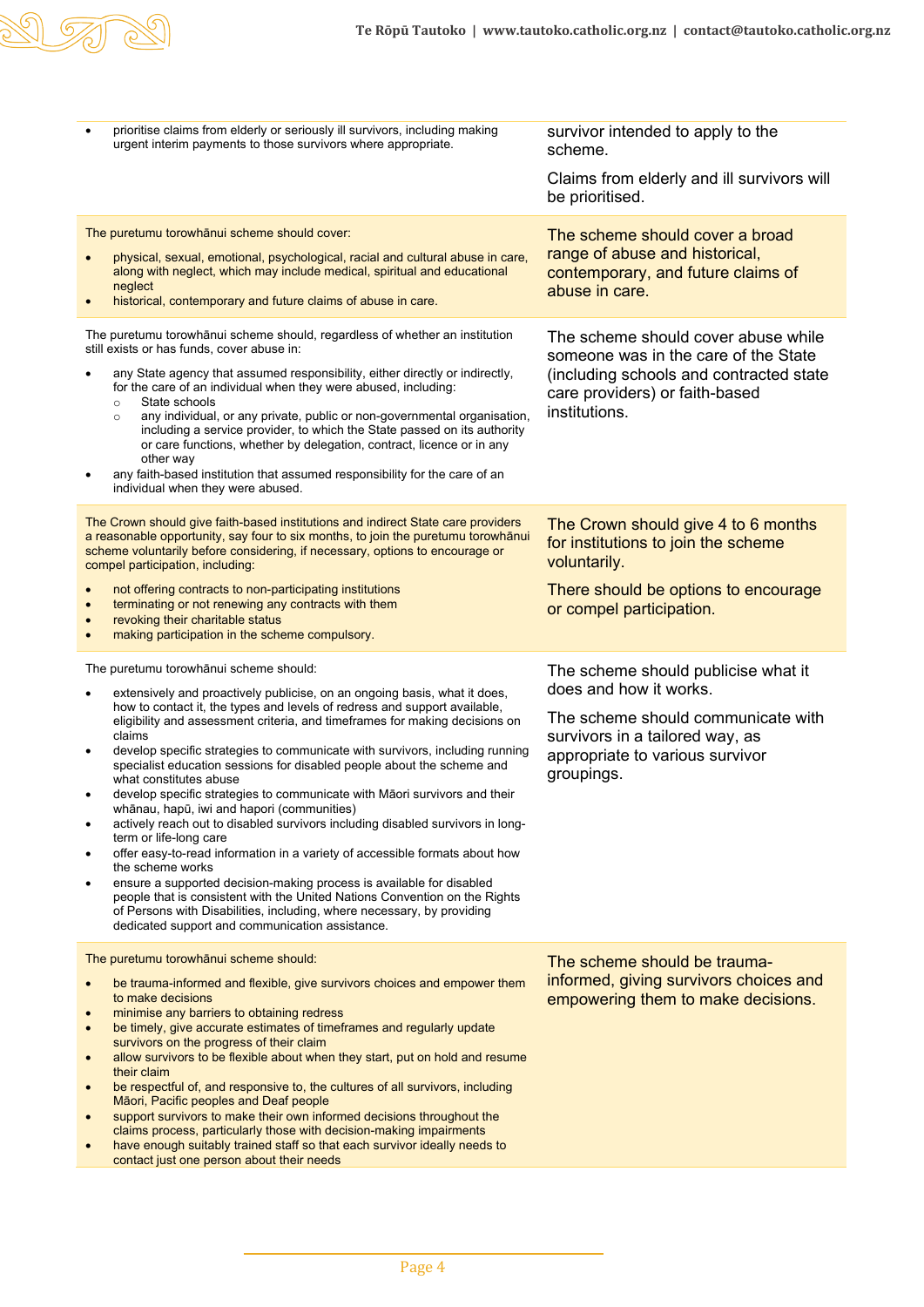| | |
|---|---|
| • prioritise claims from elderly or seriously ill survivors, including making urgent interim payments to those survivors where appropriate. | survivor intended to apply to the scheme.<br><br>Claims from elderly and ill survivors will be prioritised. |
| The puretumu torowhānui scheme should cover:<br>• physical, sexual, emotional, psychological, racial and cultural abuse in care, along with neglect, which may include medical, spiritual and educational neglect<br>• historical, contemporary and future claims of abuse in care. | The scheme should cover a broad range of abuse and historical, contemporary, and future claims of abuse in care. |
| The puretumu torowhānui scheme should, regardless of whether an institution still exists or has funds, cover abuse in:<br>• any State agency that assumed responsibility, either directly or indirectly, for the care of an individual when they were abused, including:<br>  ○ State schools<br>  ○ any individual, or any private, public or non-governmental organisation, including a service provider, to which the State passed on its authority or care functions, whether by delegation, contract, licence or in any other way<br>• any faith-based institution that assumed responsibility for the care of an individual when they were abused. | The scheme should cover abuse while someone was in the care of the State (including schools and contracted state care providers) or faith-based institutions. |
| The Crown should give faith-based institutions and indirect State care providers a reasonable opportunity, say four to six months, to join the puretumu torowhānui scheme voluntarily before considering, if necessary, options to encourage or compel participation, including:<br>• not offering contracts to non-participating institutions<br>• terminating or not renewing any contracts with them<br>• revoking their charitable status<br>• making participation in the scheme compulsory. | The Crown should give 4 to 6 months for institutions to join the scheme voluntarily.<br><br>There should be options to encourage or compel participation. |
| The puretumu torowhānui scheme should:<br>• extensively and proactively publicise, on an ongoing basis, what it does, how to contact it, the types and levels of redress and support available, eligibility and assessment criteria, and timeframes for making decisions on claims<br>• develop specific strategies to communicate with survivors, including running specialist education sessions for disabled people about the scheme and what constitutes abuse<br>• develop specific strategies to communicate with Māori survivors and their whānau, hapū, iwi and hapori (communities)<br>• actively reach out to disabled survivors including disabled survivors in long-term or life-long care<br>• offer easy-to-read information in a variety of accessible formats about how the scheme works<br>• ensure a supported decision-making process is available for disabled people that is consistent with the United Nations Convention on the Rights of Persons with Disabilities, including, where necessary, by providing dedicated support and communication assistance. | The scheme should publicise what it does and how it works.<br><br>The scheme should communicate with survivors in a tailored way, as appropriate to various survivor groupings. |
| The puretumu torowhānui scheme should:<br>• be trauma-informed and flexible, give survivors choices and empower them to make decisions<br>• minimise any barriers to obtaining redress<br>• be timely, give accurate estimates of timeframes and regularly update survivors on the progress of their claim<br>• allow survivors to be flexible about when they start, put on hold and resume their claim<br>• be respectful of, and responsive to, the cultures of all survivors, including Māori, Pacific peoples and Deaf people<br>• support survivors to make their own informed decisions throughout the claims process, particularly those with decision-making impairments<br>• have enough suitably trained staff so that each survivor ideally needs to contact just one person about their needs | The scheme should be trauma-informed, giving survivors choices and empowering them to make decisions. |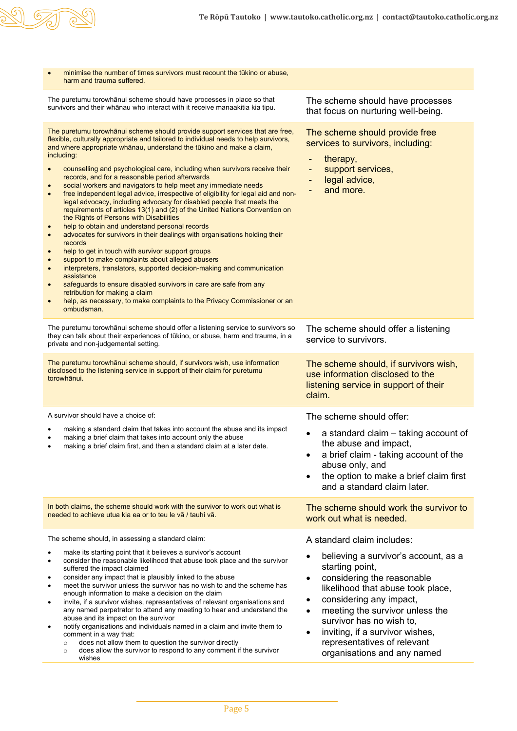| | |
|---|---|
| • minimise the number of times survivors must recount the tūkino or abuse, harm and trauma suffered. | |
| The puretumu torowhānui scheme should have processes in place so that survivors and their whānau who interact with it receive manaakitia kia tipu. | The scheme should have processes that focus on nurturing well-being. |
| The puretumu torowhānui scheme should provide support services that are free, flexible, culturally appropriate and tailored to individual needs to help survivors, and where appropriate whānau, understand the tūkino and make a claim, including:<br>• counselling and psychological care, including when survivors receive their records, and for a reasonable period afterwards<br>• social workers and navigators to help meet any immediate needs<br>• free independent legal advice, irrespective of eligibility for legal aid and non-legal advocacy, including advocacy for disabled people that meets the requirements of articles 13(1) and (2) of the United Nations Convention on the Rights of Persons with Disabilities<br>• help to obtain and understand personal records<br>• advocates for survivors in their dealings with organisations holding their records<br>• help to get in touch with survivor support groups<br>• support to make complaints about alleged abusers<br>• interpreters, translators, supported decision-making and communication assistance<br>• safeguards to ensure disabled survivors in care are safe from any retribution for making a claim<br>• help, as necessary, to make complaints to the Privacy Commissioner or an ombudsman. | The scheme should provide free services to survivors, including:<br>- therapy,<br>- support services,<br>- legal advice,<br>- and more. |
| The puretumu torowhānui scheme should offer a listening service to survivors so they can talk about their experiences of tūkino, or abuse, harm and trauma, in a private and non-judgemental setting. | The scheme should offer a listening service to survivors. |
| The puretumu torowhānui scheme should, if survivors wish, use information disclosed to the listening service in support of their claim for puretumu torowhānui. | The scheme should, if survivors wish, use information disclosed to the listening service in support of their claim. |
| A survivor should have a choice of:<br>• making a standard claim that takes into account the abuse and its impact<br>• making a brief claim that takes into account only the abuse<br>• making a brief claim first, and then a standard claim at a later date. | The scheme should offer:<br>• a standard claim – taking account of the abuse and impact,<br>• a brief claim - taking account of the abuse only, and<br>• the option to make a brief claim first and a standard claim later. |
| In both claims, the scheme should work with the survivor to work out what is needed to achieve utua kia ea or to teu le vā / tauhi vā. | The scheme should work the survivor to work out what is needed. |
| The scheme should, in assessing a standard claim:<br>• make its starting point that it believes a survivor's account<br>• consider the reasonable likelihood that abuse took place and the survivor suffered the impact claimed<br>• consider any impact that is plausibly linked to the abuse<br>• meet the survivor unless the survivor has no wish to and the scheme has enough information to make a decision on the claim<br>• invite, if a survivor wishes, representatives of relevant organisations and any named perpetrator to attend any meeting to hear and understand the abuse and its impact on the survivor<br>• notify organisations and individuals named in a claim and invite them to comment in a way that:<br>  ○ does not allow them to question the survivor directly<br>  ○ does allow the survivor to respond to any comment if the survivor wishes | A standard claim includes:<br>• believing a survivor's account, as a starting point,<br>• considering the reasonable likelihood that abuse took place,<br>• considering any impact,<br>• meeting the survivor unless the survivor has no wish to,<br>• inviting, if a survivor wishes, representatives of relevant organisations and any named |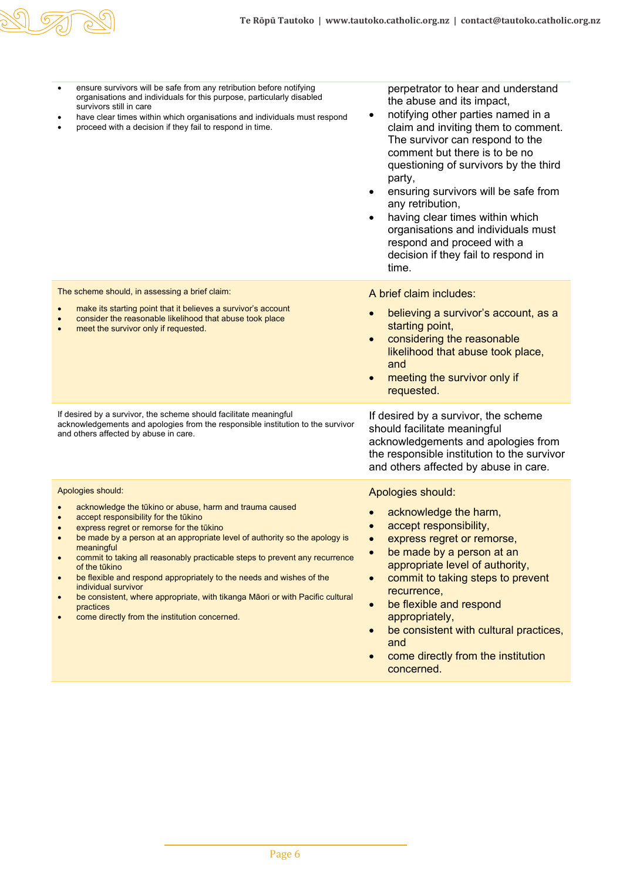| | |
|---|---|
| <ul><li>ensure survivors will be safe from any retribution before notifying organisations and individuals for this purpose, particularly disabled survivors still in care</li><li>have clear times within which organisations and individuals must respond</li><li>proceed with a decision if they fail to respond in time.</li></ul> | perpetrator to hear and understand the abuse and its impact,<ul><li>notifying other parties named in a claim and inviting them to comment. The survivor can respond to the comment but there is to be no questioning of survivors by the third party,</li><li>ensuring survivors will be safe from any retribution,</li><li>having clear times within which organisations and individuals must respond and proceed with a decision if they fail to respond in time.</li></ul> |
| The scheme should, in assessing a brief claim:<ul><li>make its starting point that it believes a survivor's account</li><li>consider the reasonable likelihood that abuse took place</li><li>meet the survivor only if requested.</li></ul> | A brief claim includes:<ul><li>believing a survivor's account, as a starting point,</li><li>considering the reasonable likelihood that abuse took place, and</li><li>meeting the survivor only if requested.</li></ul> |
| If desired by a survivor, the scheme should facilitate meaningful acknowledgements and apologies from the responsible institution to the survivor and others affected by abuse in care. | If desired by a survivor, the scheme should facilitate meaningful acknowledgements and apologies from the responsible institution to the survivor and others affected by abuse in care. |
| Apologies should:<ul><li>acknowledge the tūkino or abuse, harm and trauma caused</li><li>accept responsibility for the tūkino</li><li>express regret or remorse for the tūkino</li><li>be made by a person at an appropriate level of authority so the apology is meaningful</li><li>commit to taking all reasonably practicable steps to prevent any recurrence of the tūkino</li><li>be flexible and respond appropriately to the needs and wishes of the individual survivor</li><li>be consistent, where appropriate, with tikanga Māori or with Pacific cultural practices</li><li>come directly from the institution concerned.</li></ul> | Apologies should:<ul><li>acknowledge the harm,</li><li>accept responsibility,</li><li>express regret or remorse,</li><li>be made by a person at an appropriate level of authority,</li><li>commit to taking steps to prevent recurrence,</li><li>be flexible and respond appropriately,</li><li>be consistent with cultural practices, and</li><li>come directly from the institution concerned.</li></ul> |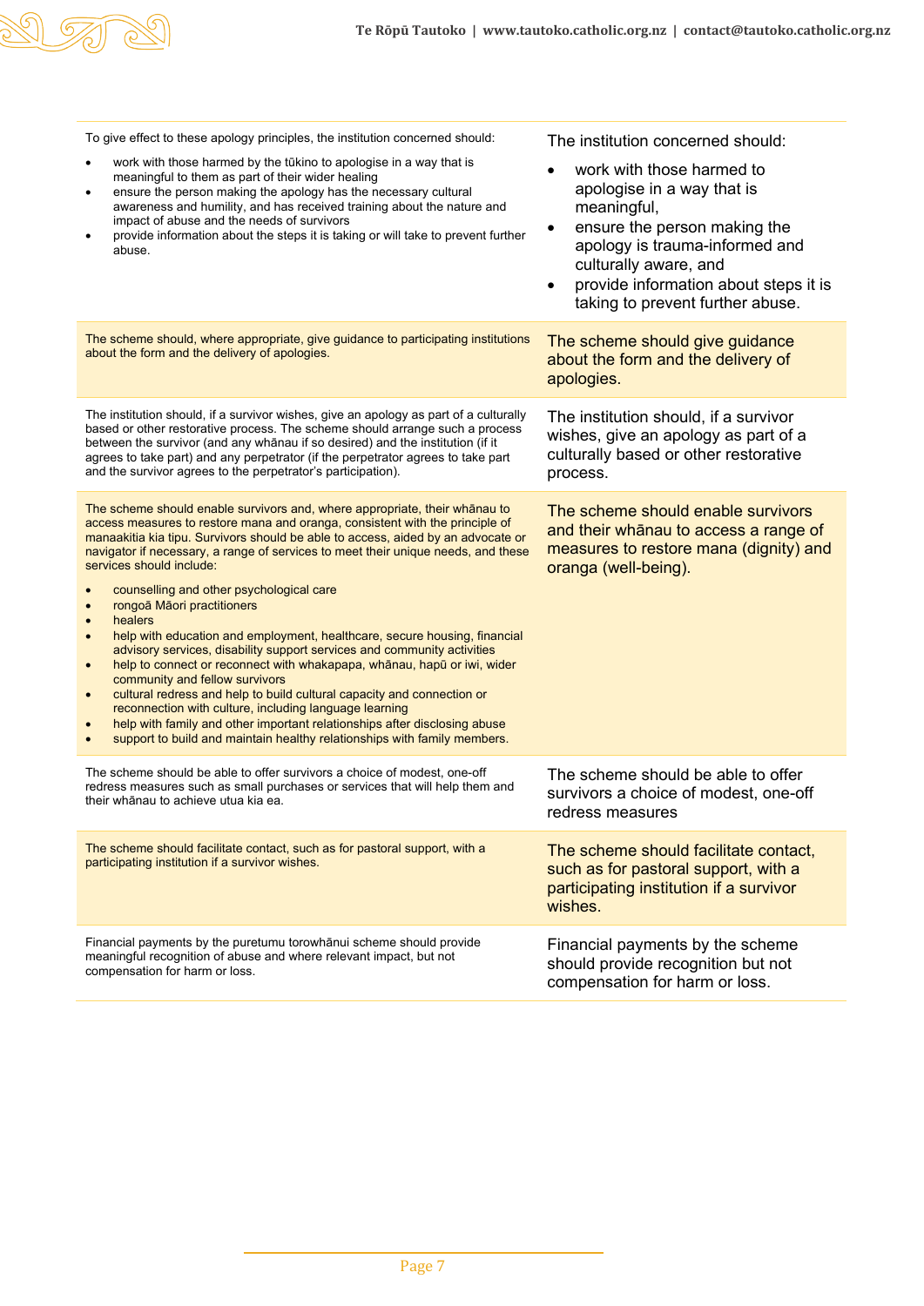| | |
|---|---|
| To give effect to these apology principles, the institution concerned should:<br>• work with those harmed by the tūkino to apologise in a way that is meaningful to them as part of their wider healing<br>• ensure the person making the apology has the necessary cultural awareness and humility, and has received training about the nature and impact of abuse and the needs of survivors<br>• provide information about the steps it is taking or will take to prevent further abuse. | The institution concerned should:<br>• work with those harmed to apologise in a way that is meaningful,<br>• ensure the person making the apology is trauma-informed and culturally aware, and<br>• provide information about steps it is taking to prevent further abuse. |
| The scheme should, where appropriate, give guidance to participating institutions about the form and the delivery of apologies. | The scheme should give guidance about the form and the delivery of apologies. |
| The institution should, if a survivor wishes, give an apology as part of a culturally based or other restorative process. The scheme should arrange such a process between the survivor (and any whānau if so desired) and the institution (if it agrees to take part) and any perpetrator (if the perpetrator agrees to take part and the survivor agrees to the perpetrator's participation). | The institution should, if a survivor wishes, give an apology as part of a culturally based or other restorative process. |
| The scheme should enable survivors and, where appropriate, their whānau to access measures to restore mana and oranga, consistent with the principle of manaakitia kia tipu. Survivors should be able to access, aided by an advocate or navigator if necessary, a range of services to meet their unique needs, and these services should include:<br>• counselling and other psychological care<br>• rongoā Māori practitioners<br>• healers<br>• help with education and employment, healthcare, secure housing, financial advisory services, disability support services and community activities<br>• help to connect or reconnect with whakapapa, whānau, hapū or iwi, wider community and fellow survivors<br>• cultural redress and help to build cultural capacity and connection or reconnection with culture, including language learning<br>• help with family and other important relationships after disclosing abuse<br>• support to build and maintain healthy relationships with family members. | The scheme should enable survivors and their whānau to access a range of measures to restore mana (dignity) and oranga (well-being). |
| The scheme should be able to offer survivors a choice of modest, one-off redress measures such as small purchases or services that will help them and their whānau to achieve utua kia ea. | The scheme should be able to offer survivors a choice of modest, one-off redress measures |
| The scheme should facilitate contact, such as for pastoral support, with a participating institution if a survivor wishes. | The scheme should facilitate contact, such as for pastoral support, with a participating institution if a survivor wishes. |
| Financial payments by the puretumu torowhānui scheme should provide meaningful recognition of abuse and where relevant impact, but not compensation for harm or loss. | Financial payments by the scheme should provide recognition but not compensation for harm or loss. |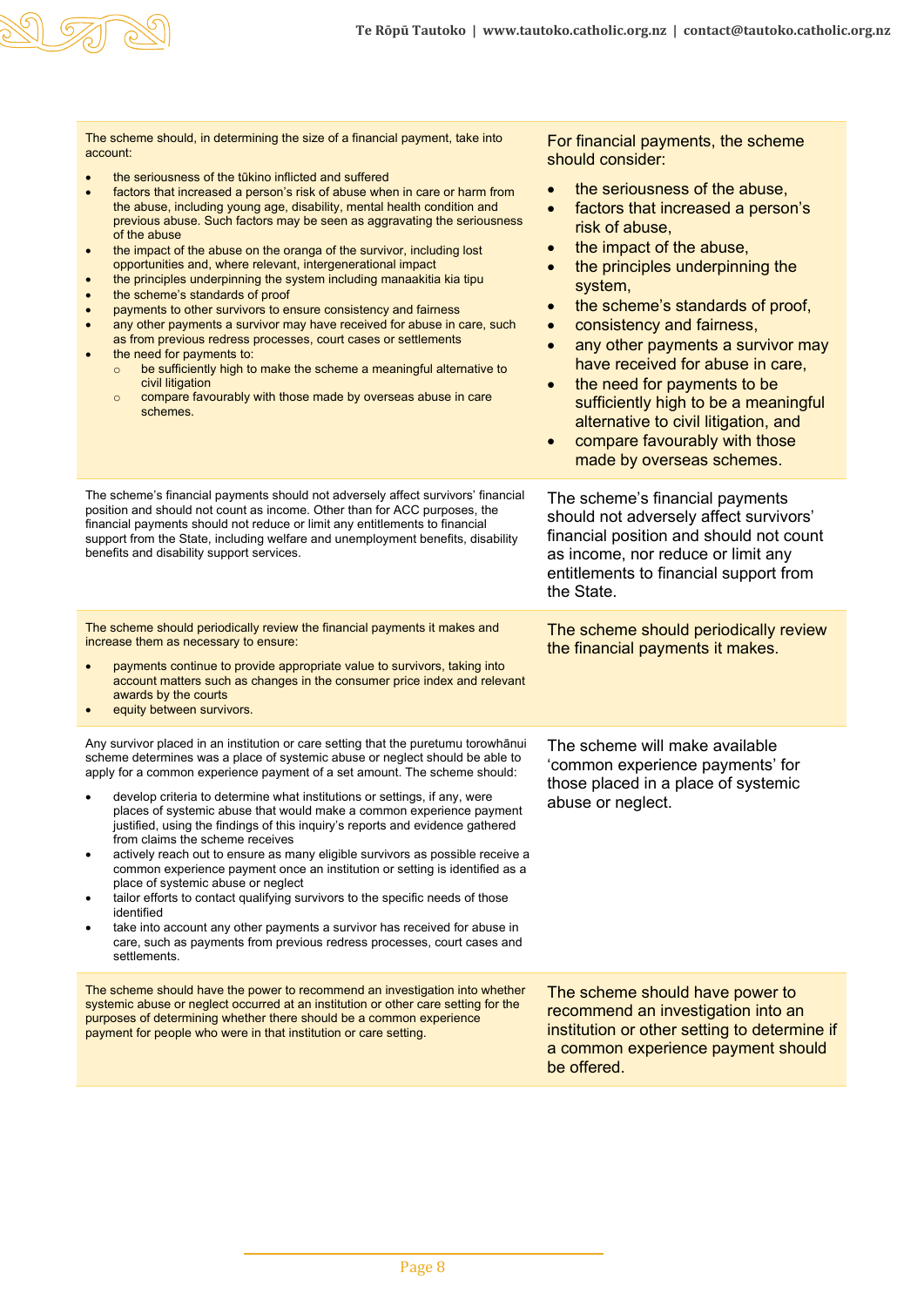| | |
|---|---|
| The scheme should, in determining the size of a financial payment, take into account:<br>• the seriousness of the tūkino inflicted and suffered<br>• factors that increased a person's risk of abuse when in care or harm from the abuse, including young age, disability, mental health condition and previous abuse. Such factors may be seen as aggravating the seriousness of the abuse<br>• the impact of the abuse on the oranga of the survivor, including lost opportunities and, where relevant, intergenerational impact<br>• the principles underpinning the system including manaakitia kia tipu<br>• the scheme's standards of proof<br>• payments to other survivors to ensure consistency and fairness<br>• any other payments a survivor may have received for abuse in care, such as from previous redress processes, court cases or settlements<br>• the need for payments to:<br>  ○ be sufficiently high to make the scheme a meaningful alternative to civil litigation<br>  ○ compare favourably with those made by overseas abuse in care schemes. | For financial payments, the scheme should consider:<br>• the seriousness of the abuse,<br>• factors that increased a person's risk of abuse,<br>• the impact of the abuse,<br>• the principles underpinning the system,<br>• the scheme's standards of proof,<br>• consistency and fairness,<br>• any other payments a survivor may have received for abuse in care,<br>• the need for payments to be sufficiently high to be a meaningful alternative to civil litigation, and<br>• compare favourably with those made by overseas schemes. |
| The scheme's financial payments should not adversely affect survivors' financial position and should not count as income. Other than for ACC purposes, the financial payments should not reduce or limit any entitlements to financial support from the State, including welfare and unemployment benefits, disability benefits and disability support services. | The scheme's financial payments should not adversely affect survivors' financial position and should not count as income, nor reduce or limit any entitlements to financial support from the State. |
| The scheme should periodically review the financial payments it makes and increase them as necessary to ensure:<br>• payments continue to provide appropriate value to survivors, taking into account matters such as changes in the consumer price index and relevant awards by the courts<br>• equity between survivors. | The scheme should periodically review the financial payments it makes. |
| Any survivor placed in an institution or care setting that the puretumu torowhānui scheme determines was a place of systemic abuse or neglect should be able to apply for a common experience payment of a set amount. The scheme should:<br>• develop criteria to determine what institutions or settings, if any, were places of systemic abuse that would make a common experience payment justified, using the findings of this inquiry's reports and evidence gathered from claims the scheme receives<br>• actively reach out to ensure as many eligible survivors as possible receive a common experience payment once an institution or setting is identified as a place of systemic abuse or neglect<br>• tailor efforts to contact qualifying survivors to the specific needs of those identified<br>• take into account any other payments a survivor has received for abuse in care, such as payments from previous redress processes, court cases and settlements. | The scheme will make available 'common experience payments' for those placed in a place of systemic abuse or neglect. |
| The scheme should have the power to recommend an investigation into whether systemic abuse or neglect occurred at an institution or other care setting for the purposes of determining whether there should be a common experience payment for people who were in that institution or care setting. | The scheme should have power to recommend an investigation into an institution or other setting to determine if a common experience payment should be offered. |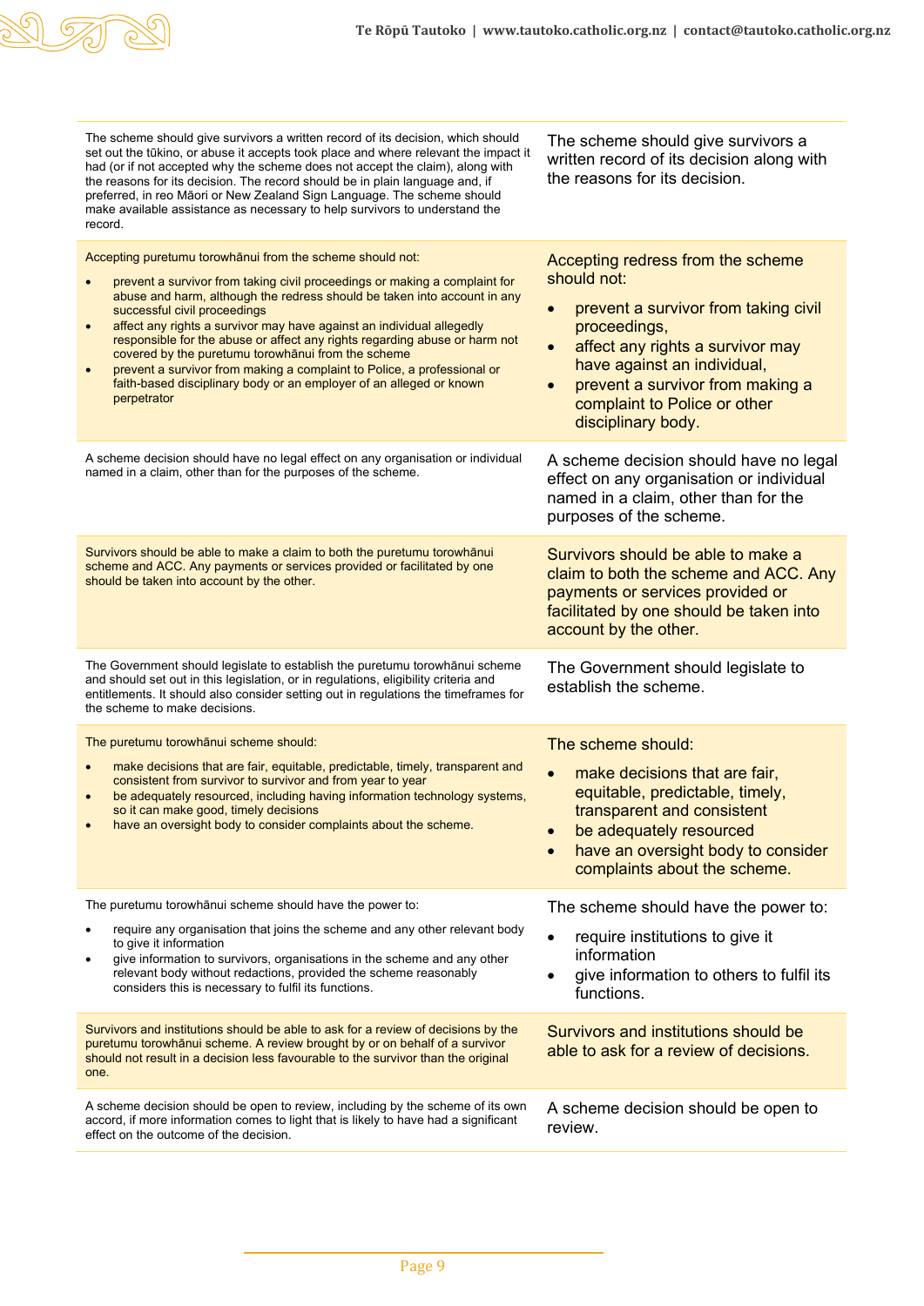| | |
|---|---|
| The scheme should give survivors a written record of its decision, which should set out the tūkino, or abuse it accepts took place and where relevant the impact it had (or if not accepted why the scheme does not accept the claim), along with the reasons for its decision. The record should be in plain language and, if preferred, in reo Māori or New Zealand Sign Language. The scheme should make available assistance as necessary to help survivors to understand the record. | The scheme should give survivors a written record of its decision along with the reasons for its decision. |
| Accepting puretumu torowhānui from the scheme should not:<br>• prevent a survivor from taking civil proceedings or making a complaint for abuse and harm, although the redress should be taken into account in any successful civil proceedings<br>• affect any rights a survivor may have against an individual allegedly responsible for the abuse or affect any rights regarding abuse or harm not covered by the puretumu torowhānui from the scheme<br>• prevent a survivor from making a complaint to Police, a professional or faith-based disciplinary body or an employer of an alleged or known perpetrator | Accepting redress from the scheme should not:<br>• prevent a survivor from taking civil proceedings,<br>• affect any rights a survivor may have against an individual,<br>• prevent a survivor from making a complaint to Police or other disciplinary body. |
| A scheme decision should have no legal effect on any organisation or individual named in a claim, other than for the purposes of the scheme. | A scheme decision should have no legal effect on any organisation or individual named in a claim, other than for the purposes of the scheme. |
| Survivors should be able to make a claim to both the puretumu torowhānui scheme and ACC. Any payments or services provided or facilitated by one should be taken into account by the other. | Survivors should be able to make a claim to both the scheme and ACC. Any payments or services provided or facilitated by one should be taken into account by the other. |
| The Government should legislate to establish the puretumu torowhānui scheme and should set out in this legislation, or in regulations, eligibility criteria and entitlements. It should also consider setting out in regulations the timeframes for the scheme to make decisions. | The Government should legislate to establish the scheme. |
| The puretumu torowhānui scheme should:<br>• make decisions that are fair, equitable, predictable, timely, transparent and consistent from survivor to survivor and from year to year<br>• be adequately resourced, including having information technology systems, so it can make good, timely decisions<br>• have an oversight body to consider complaints about the scheme. | The scheme should:<br>• make decisions that are fair, equitable, predictable, timely, transparent and consistent<br>• be adequately resourced<br>• have an oversight body to consider complaints about the scheme. |
| The puretumu torowhānui scheme should have the power to:<br>• require any organisation that joins the scheme and any other relevant body to give it information<br>• give information to survivors, organisations in the scheme and any other relevant body without redactions, provided the scheme reasonably considers this is necessary to fulfil its functions. | The scheme should have the power to:<br>• require institutions to give it information<br>• give information to others to fulfil its functions. |
| Survivors and institutions should be able to ask for a review of decisions by the puretumu torowhānui scheme. A review brought by or on behalf of a survivor should not result in a decision less favourable to the survivor than the original one. | Survivors and institutions should be able to ask for a review of decisions. |
| A scheme decision should be open to review, including by the scheme of its own accord, if more information comes to light that is likely to have had a significant effect on the outcome of the decision. | A scheme decision should be open to review. |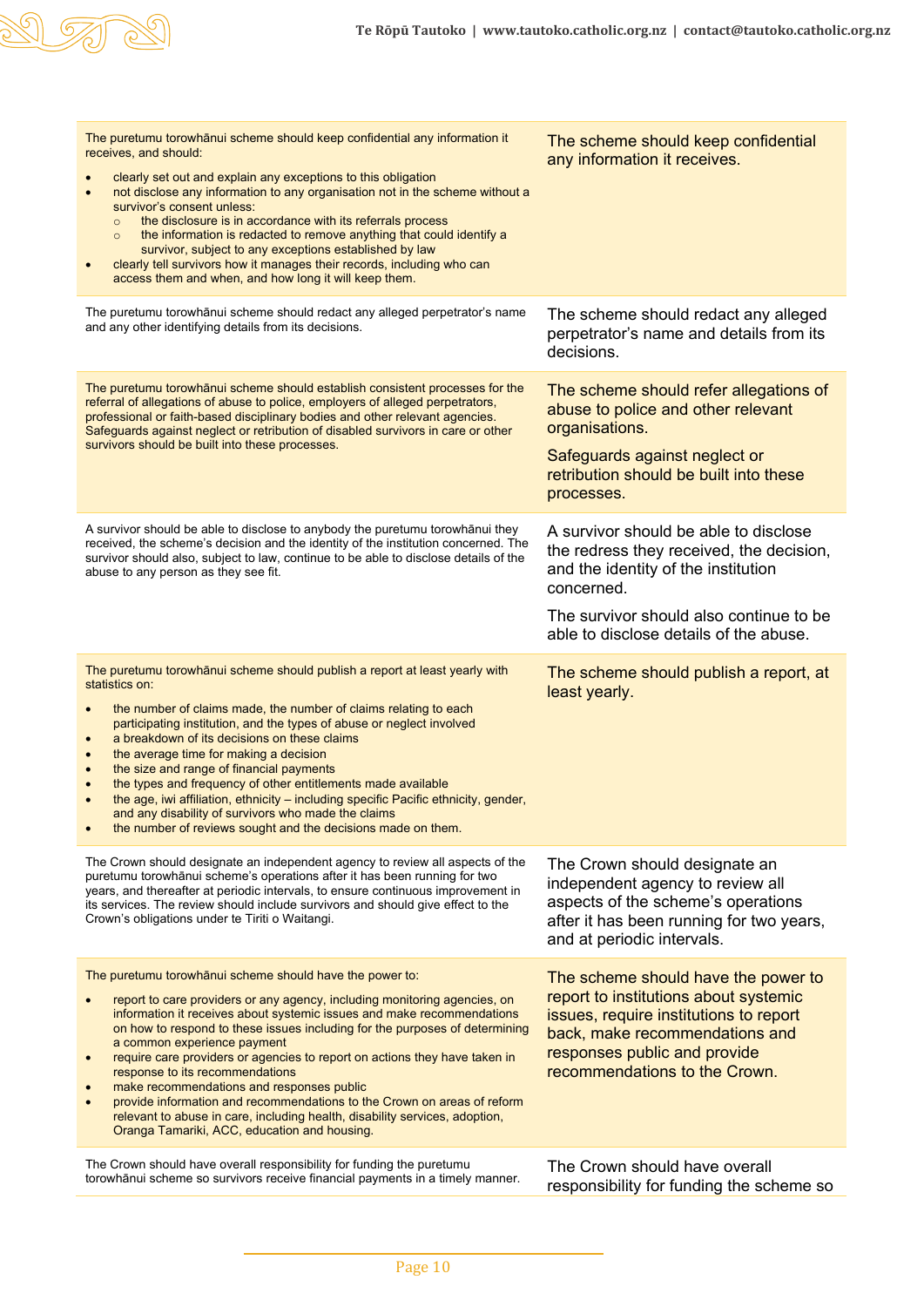| | |
|---|---|
| The puretumu torowhānui scheme should keep confidential any information it receives, and should:<br>• clearly set out and explain any exceptions to this obligation<br>• not disclose any information to any organisation not in the scheme without a survivor's consent unless:<br>  ○ the disclosure is in accordance with its referrals process<br>  ○ the information is redacted to remove anything that could identify a survivor, subject to any exceptions established by law<br>• clearly tell survivors how it manages their records, including who can access them and when, and how long it will keep them. | The scheme should keep confidential any information it receives. |
| The puretumu torowhānui scheme should redact any alleged perpetrator's name and any other identifying details from its decisions. | The scheme should redact any alleged perpetrator's name and details from its decisions. |
| The puretumu torowhānui scheme should establish consistent processes for the referral of allegations of abuse to police, employers of alleged perpetrators, professional or faith-based disciplinary bodies and other relevant agencies. Safeguards against neglect or retribution of disabled survivors in care or other survivors should be built into these processes. | The scheme should refer allegations of abuse to police and other relevant organisations.<br><br>Safeguards against neglect or retribution should be built into these processes. |
| A survivor should be able to disclose to anybody the puretumu torowhānui they received, the scheme's decision and the identity of the institution concerned. The survivor should also, subject to law, continue to be able to disclose details of the abuse to any person as they see fit. | A survivor should be able to disclose the redress they received, the decision, and the identity of the institution concerned.<br><br>The survivor should also continue to be able to disclose details of the abuse. |
| The puretumu torowhānui scheme should publish a report at least yearly with statistics on:<br>• the number of claims made, the number of claims relating to each participating institution, and the types of abuse or neglect involved<br>• a breakdown of its decisions on these claims<br>• the average time for making a decision<br>• the size and range of financial payments<br>• the types and frequency of other entitlements made available<br>• the age, iwi affiliation, ethnicity – including specific Pacific ethnicity, gender, and any disability of survivors who made the claims<br>• the number of reviews sought and the decisions made on them. | The scheme should publish a report, at least yearly. |
| The Crown should designate an independent agency to review all aspects of the puretumu torowhānui scheme's operations after it has been running for two years, and thereafter at periodic intervals, to ensure continuous improvement in its services. The review should include survivors and should give effect to the Crown's obligations under te Tiriti o Waitangi. | The Crown should designate an independent agency to review all aspects of the scheme's operations after it has been running for two years, and at periodic intervals. |
| The puretumu torowhānui scheme should have the power to:<br>• report to care providers or any agency, including monitoring agencies, on information it receives about systemic issues and make recommendations on how to respond to these issues including for the purposes of determining a common experience payment<br>• require care providers or agencies to report on actions they have taken in response to its recommendations<br>• make recommendations and responses public<br>• provide information and recommendations to the Crown on areas of reform relevant to abuse in care, including health, disability services, adoption, Oranga Tamariki, ACC, education and housing. | The scheme should have the power to report to institutions about systemic issues, require institutions to report back, make recommendations and responses public and provide recommendations to the Crown. |
| The Crown should have overall responsibility for funding the puretumu torowhānui scheme so survivors receive financial payments in a timely manner. | The Crown should have overall responsibility for funding the scheme so |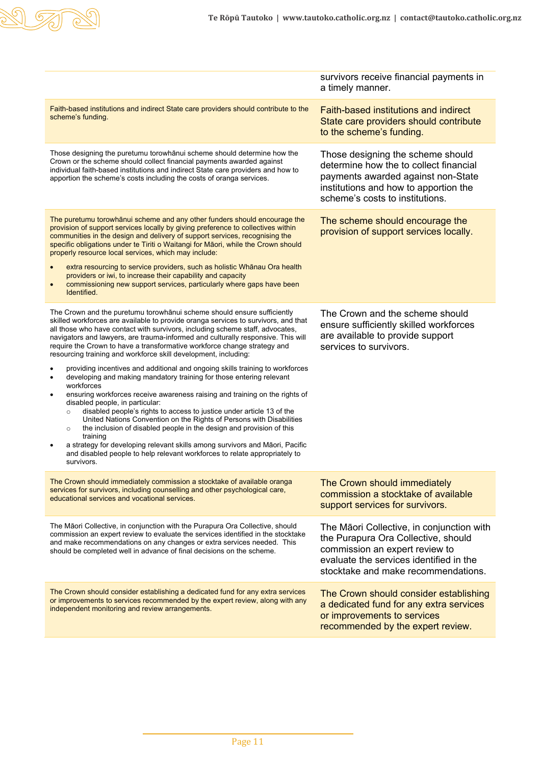| | |
|---|---|
| | survivors receive financial payments in a timely manner. |
| Faith-based institutions and indirect State care providers should contribute to the scheme's funding. | Faith-based institutions and indirect State care providers should contribute to the scheme's funding. |
| Those designing the puretumu torowhānui scheme should determine how the Crown or the scheme should collect financial payments awarded against individual faith-based institutions and indirect State care providers and how to apportion the scheme's costs including the costs of oranga services. | Those designing the scheme should determine how the to collect financial payments awarded against non-State institutions and how to apportion the scheme's costs to institutions. |
| The puretumu torowhānui scheme and any other funders should encourage the provision of support services locally by giving preference to collectives within communities in the design and delivery of support services, recognising the specific obligations under te Tiriti o Waitangi for Māori, while the Crown should properly resource local services, which may include: <br>• extra resourcing to service providers, such as holistic Whānau Ora health providers or iwi, to increase their capability and capacity <br>• commissioning new support services, particularly where gaps have been Identified. | The scheme should encourage the provision of support services locally. |
| The Crown and the puretumu torowhānui scheme should ensure sufficiently skilled workforces are available to provide oranga services to survivors, and that all those who have contact with survivors, including scheme staff, advocates, navigators and lawyers, are trauma-informed and culturally responsive. This will require the Crown to have a transformative workforce change strategy and resourcing training and workforce skill development, including: <br>• providing incentives and additional and ongoing skills training to workforces <br>• developing and making mandatory training for those entering relevant workforces <br>• ensuring workforces receive awareness raising and training on the rights of disabled people, in particular: <br>&nbsp;&nbsp;&nbsp;&nbsp;○ disabled people's rights to access to justice under article 13 of the United Nations Convention on the Rights of Persons with Disabilities <br>&nbsp;&nbsp;&nbsp;&nbsp;○ the inclusion of disabled people in the design and provision of this training <br>• a strategy for developing relevant skills among survivors and Māori, Pacific and disabled people to help relevant workforces to relate appropriately to survivors. | The Crown and the scheme should ensure sufficiently skilled workforces are available to provide support services to survivors. |
| The Crown should immediately commission a stocktake of available oranga services for survivors, including counselling and other psychological care, educational services and vocational services. | The Crown should immediately commission a stocktake of available support services for survivors. |
| The Māori Collective, in conjunction with the Purapura Ora Collective, should commission an expert review to evaluate the services identified in the stocktake and make recommendations on any changes or extra services needed. This should be completed well in advance of final decisions on the scheme. | The Māori Collective, in conjunction with the Purapura Ora Collective, should commission an expert review to evaluate the services identified in the stocktake and make recommendations. |
| The Crown should consider establishing a dedicated fund for any extra services or improvements to services recommended by the expert review, along with any independent monitoring and review arrangements. | The Crown should consider establishing a dedicated fund for any extra services or improvements to services recommended by the expert review. |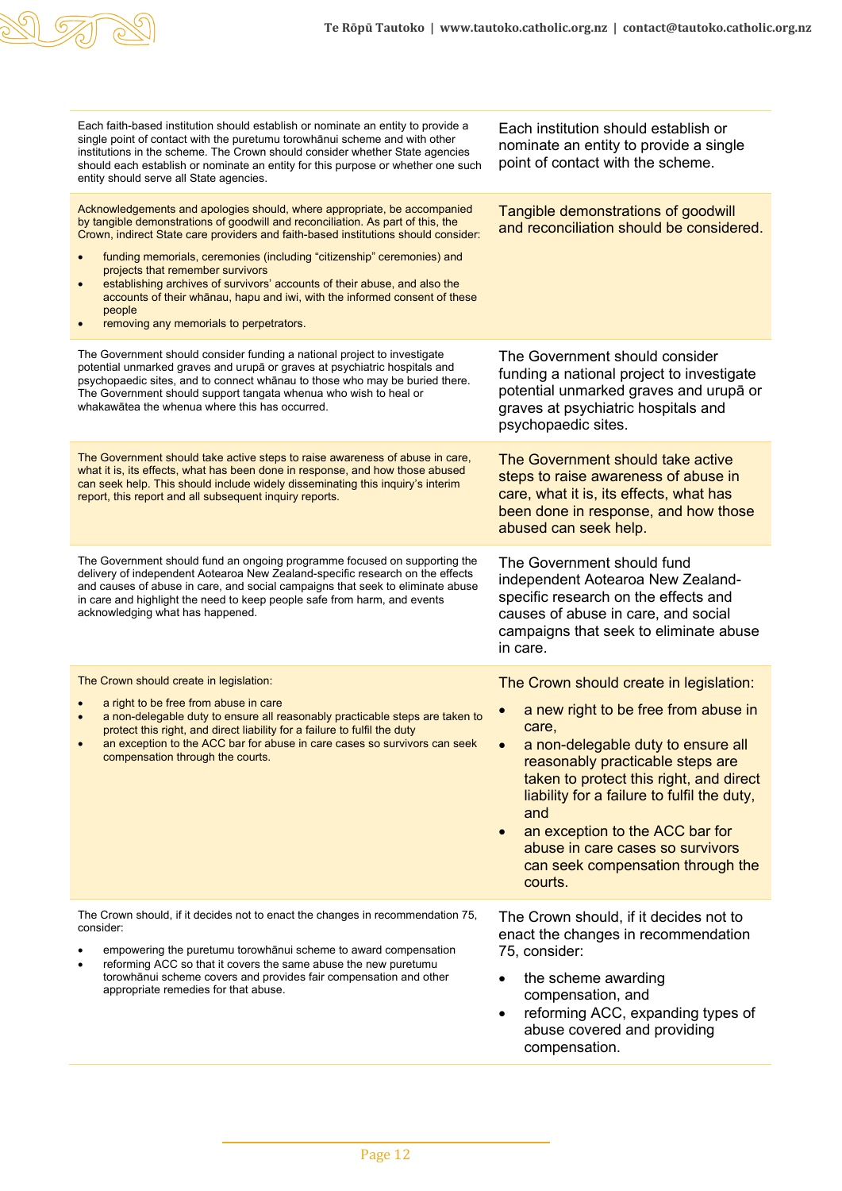| | |
|---|---|
| Each faith-based institution should establish or nominate an entity to provide a single point of contact with the puretumu torowhānui scheme and with other institutions in the scheme. The Crown should consider whether State agencies should each establish or nominate an entity for this purpose or whether one such entity should serve all State agencies. | Each institution should establish or nominate an entity to provide a single point of contact with the scheme. |
| Acknowledgements and apologies should, where appropriate, be accompanied by tangible demonstrations of goodwill and reconciliation. As part of this, the Crown, indirect State care providers and faith-based institutions should consider:<br>• funding memorials, ceremonies (including "citizenship" ceremonies) and projects that remember survivors<br>• establishing archives of survivors' accounts of their abuse, and also the accounts of their whānau, hapu and iwi, with the informed consent of these people<br>• removing any memorials to perpetrators. | Tangible demonstrations of goodwill and reconciliation should be considered. |
| The Government should consider funding a national project to investigate potential unmarked graves and urupā or graves at psychiatric hospitals and psychopaedic sites, and to connect whānau to those who may be buried there. The Government should support tangata whenua who wish to heal or whakawātea the whenua where this has occurred. | The Government should consider funding a national project to investigate potential unmarked graves and urupā or graves at psychiatric hospitals and psychopaedic sites. |
| The Government should take active steps to raise awareness of abuse in care, what it is, its effects, what has been done in response, and how those abused can seek help. This should include widely disseminating this inquiry's interim report, this report and all subsequent inquiry reports. | The Government should take active steps to raise awareness of abuse in care, what it is, its effects, what has been done in response, and how those abused can seek help. |
| The Government should fund an ongoing programme focused on supporting the delivery of independent Aotearoa New Zealand-specific research on the effects and causes of abuse in care, and social campaigns that seek to eliminate abuse in care and highlight the need to keep people safe from harm, and events acknowledging what has happened. | The Government should fund independent Aotearoa New Zealand-specific research on the effects and causes of abuse in care, and social campaigns that seek to eliminate abuse in care. |
| The Crown should create in legislation:<br>• a right to be free from abuse in care<br>• a non-delegable duty to ensure all reasonably practicable steps are taken to protect this right, and direct liability for a failure to fulfil the duty<br>• an exception to the ACC bar for abuse in care cases so survivors can seek compensation through the courts. | The Crown should create in legislation:<br>• a new right to be free from abuse in care,<br>• a non-delegable duty to ensure all reasonably practicable steps are taken to protect this right, and direct liability for a failure to fulfil the duty, and<br>• an exception to the ACC bar for abuse in care cases so survivors can seek compensation through the courts. |
| The Crown should, if it decides not to enact the changes in recommendation 75, consider:<br>• empowering the puretumu torowhānui scheme to award compensation<br>• reforming ACC so that it covers the same abuse the new puretumu torowhānui scheme covers and provides fair compensation and other appropriate remedies for that abuse. | The Crown should, if it decides not to enact the changes in recommendation 75, consider:<br>• the scheme awarding compensation, and<br>• reforming ACC, expanding types of abuse covered and providing compensation. |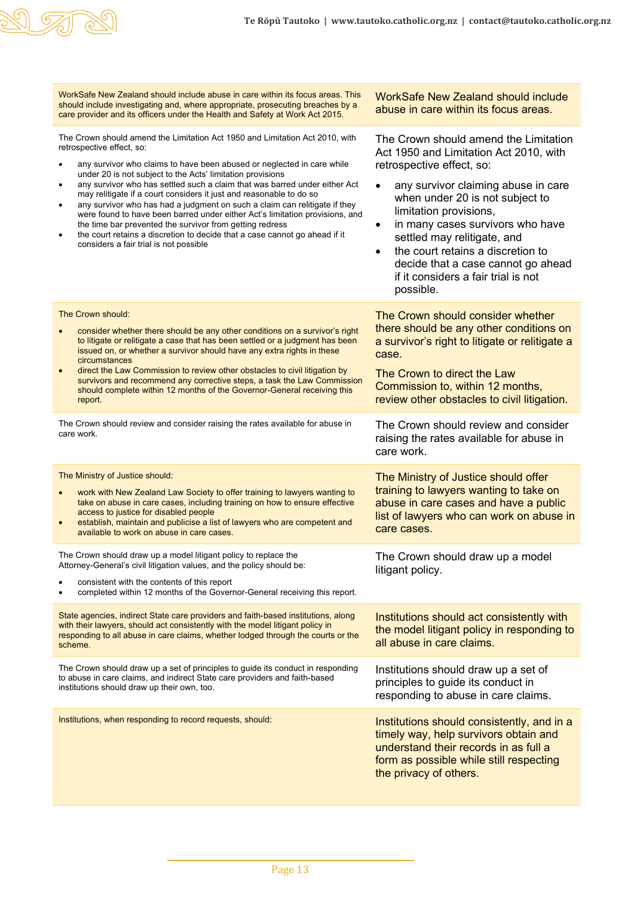| | |
|---|---|
| WorkSafe New Zealand should include abuse in care within its focus areas. This should include investigating and, where appropriate, prosecuting breaches by a care provider and its officers under the Health and Safety at Work Act 2015. | WorkSafe New Zealand should include abuse in care within its focus areas. |
| The Crown should amend the Limitation Act 1950 and Limitation Act 2010, with retrospective effect, so:<br>• any survivor who claims to have been abused or neglected in care while under 20 is not subject to the Acts' limitation provisions<br>• any survivor who has settled such a claim that was barred under either Act may relitigate if a court considers it just and reasonable to do so<br>• any survivor who has had a judgment on such a claim can relitigate if they were found to have been barred under either Act's limitation provisions, and the time bar prevented the survivor from getting redress<br>• the court retains a discretion to decide that a case cannot go ahead if it considers a fair trial is not possible | The Crown should amend the Limitation Act 1950 and Limitation Act 2010, with retrospective effect, so:<br>• any survivor claiming abuse in care when under 20 is not subject to limitation provisions,<br>• in many cases survivors who have settled may relitigate, and<br>• the court retains a discretion to decide that a case cannot go ahead if it considers a fair trial is not possible. |
| The Crown should:<br>• consider whether there should be any other conditions on a survivor's right to litigate or relitigate a case that has been settled or a judgment has been issued on, or whether a survivor should have any extra rights in these circumstances<br>• direct the Law Commission to review other obstacles to civil litigation by survivors and recommend any corrective steps, a task the Law Commission should complete within 12 months of the Governor-General receiving this report. | The Crown should consider whether there should be any other conditions on a survivor's right to litigate or relitigate a case.<br>The Crown to direct the Law Commission to, within 12 months, review other obstacles to civil litigation. |
| The Crown should review and consider raising the rates available for abuse in care work. | The Crown should review and consider raising the rates available for abuse in care work. |
| The Ministry of Justice should:<br>• work with New Zealand Law Society to offer training to lawyers wanting to take on abuse in care cases, including training on how to ensure effective access to justice for disabled people<br>• establish, maintain and publicise a list of lawyers who are competent and available to work on abuse in care cases. | The Ministry of Justice should offer training to lawyers wanting to take on abuse in care cases and have a public list of lawyers who can work on abuse in care cases. |
| The Crown should draw up a model litigant policy to replace the Attorney-General's civil litigation values, and the policy should be:<br>• consistent with the contents of this report<br>• completed within 12 months of the Governor-General receiving this report. | The Crown should draw up a model litigant policy. |
| State agencies, indirect State care providers and faith-based institutions, along with their lawyers, should act consistently with the model litigant policy in responding to all abuse in care claims, whether lodged through the courts or the scheme. | Institutions should act consistently with the model litigant policy in responding to all abuse in care claims. |
| The Crown should draw up a set of principles to guide its conduct in responding to abuse in care claims, and indirect State care providers and faith-based institutions should draw up their own, too. | Institutions should draw up a set of principles to guide its conduct in responding to abuse in care claims. |
| Institutions, when responding to record requests, should: | Institutions should consistently, and in a timely way, help survivors obtain and understand their records in as full a form as possible while still respecting the privacy of others. |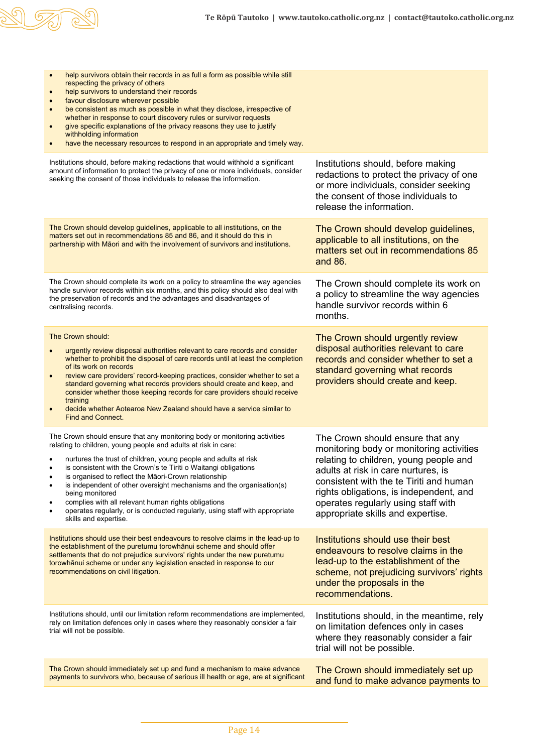| | |
|---|---|
| <ul><li>help survivors obtain their records in as full a form as possible while still respecting the privacy of others</li><li>help survivors to understand their records</li><li>favour disclosure wherever possible</li><li>be consistent as much as possible in what they disclose, irrespective of whether in response to court discovery rules or survivor requests</li><li>give specific explanations of the privacy reasons they use to justify withholding information</li><li>have the necessary resources to respond in an appropriate and timely way.</li></ul> | |
| Institutions should, before making redactions that would withhold a significant amount of information to protect the privacy of one or more individuals, consider seeking the consent of those individuals to release the information. | Institutions should, before making redactions to protect the privacy of one or more individuals, consider seeking the consent of those individuals to release the information. |
| The Crown should develop guidelines, applicable to all institutions, on the matters set out in recommendations 85 and 86, and it should do this in partnership with Māori and with the involvement of survivors and institutions. | The Crown should develop guidelines, applicable to all institutions, on the matters set out in recommendations 85 and 86. |
| The Crown should complete its work on a policy to streamline the way agencies handle survivor records within six months, and this policy should also deal with the preservation of records and the advantages and disadvantages of centralising records. | The Crown should complete its work on a policy to streamline the way agencies handle survivor records within 6 months. |
| The Crown should:<ul><li>urgently review disposal authorities relevant to care records and consider whether to prohibit the disposal of care records until at least the completion of its work on records</li><li>review care providers' record-keeping practices, consider whether to set a standard governing what records providers should create and keep, and consider whether those keeping records for care providers should receive training</li><li>decide whether Aotearoa New Zealand should have a service similar to Find and Connect.</li></ul> | The Crown should urgently review disposal authorities relevant to care records and consider whether to set a standard governing what records providers should create and keep. |
| The Crown should ensure that any monitoring body or monitoring activities relating to children, young people and adults at risk in care:<ul><li>nurtures the trust of children, young people and adults at risk</li><li>is consistent with the Crown's te Tiriti o Waitangi obligations</li><li>is organised to reflect the Māori-Crown relationship</li><li>is independent of other oversight mechanisms and the organisation(s) being monitored</li><li>complies with all relevant human rights obligations</li><li>operates regularly, or is conducted regularly, using staff with appropriate skills and expertise.</li></ul> | The Crown should ensure that any monitoring body or monitoring activities relating to children, young people and adults at risk in care nurtures, is consistent with the te Tiriti and human rights obligations, is independent, and operates regularly using staff with appropriate skills and expertise. |
| Institutions should use their best endeavours to resolve claims in the lead-up to the establishment of the puretumu torowhānui scheme and should offer settlements that do not prejudice survivors' rights under the new puretumu torowhānui scheme or under any legislation enacted in response to our recommendations on civil litigation. | Institutions should use their best endeavours to resolve claims in the lead-up to the establishment of the scheme, not prejudicing survivors' rights under the proposals in the recommendations. |
| Institutions should, until our limitation reform recommendations are implemented, rely on limitation defences only in cases where they reasonably consider a fair trial will not be possible. | Institutions should, in the meantime, rely on limitation defences only in cases where they reasonably consider a fair trial will not be possible. |
| The Crown should immediately set up and fund a mechanism to make advance payments to survivors who, because of serious ill health or age, are at significant | The Crown should immediately set up and fund to make advance payments to |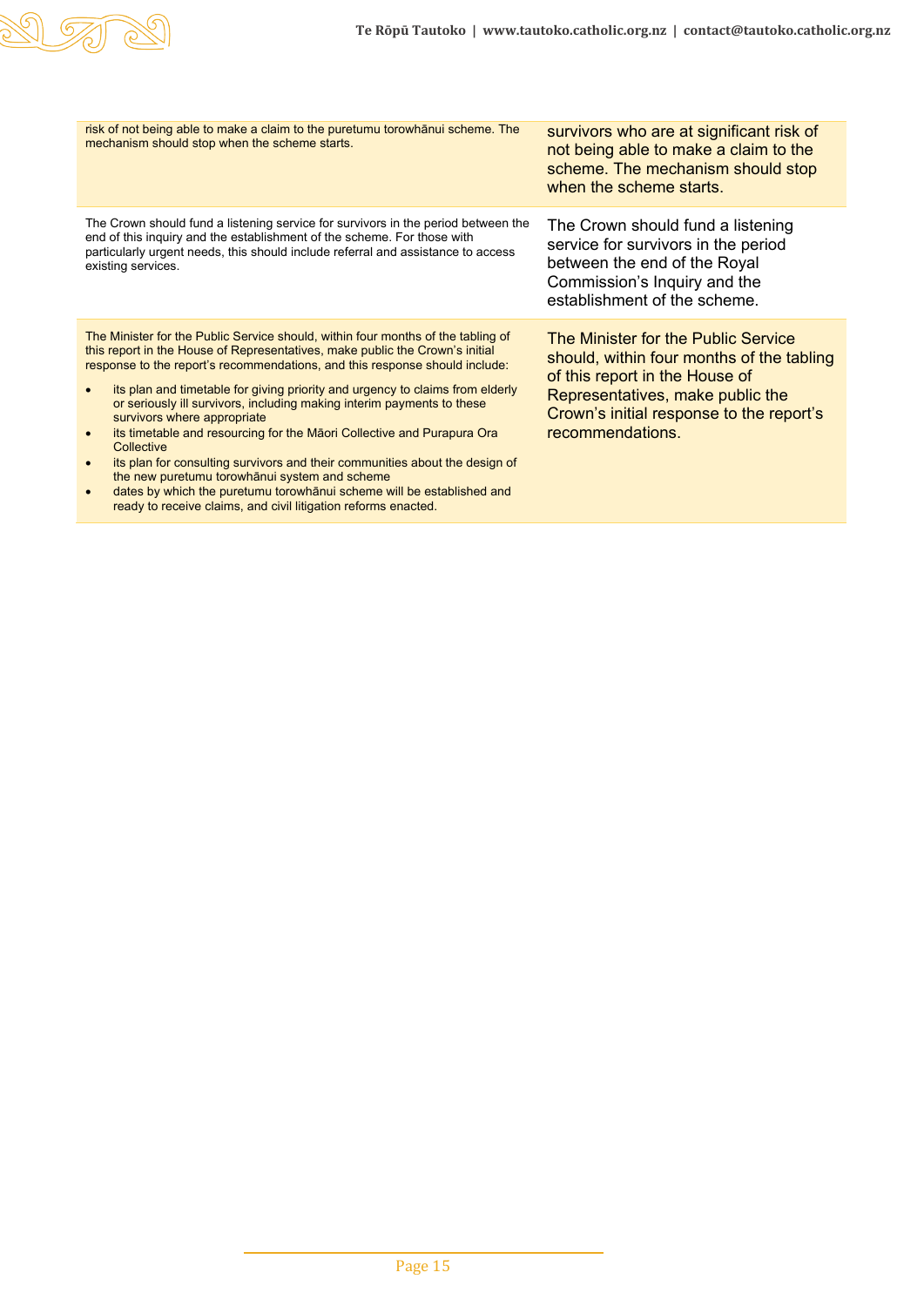| | |
|---|---|
| risk of not being able to make a claim to the puretumu torowhānui scheme. The mechanism should stop when the scheme starts. | survivors who are at significant risk of not being able to make a claim to the scheme. The mechanism should stop when the scheme starts. |
| The Crown should fund a listening service for survivors in the period between the end of this inquiry and the establishment of the scheme. For those with particularly urgent needs, this should include referral and assistance to access existing services. | The Crown should fund a listening service for survivors in the period between the end of the Royal Commission's Inquiry and the establishment of the scheme. |
| The Minister for the Public Service should, within four months of the tabling of this report in the House of Representatives, make public the Crown's initial response to the report's recommendations, and this response should include:<br>• its plan and timetable for giving priority and urgency to claims from elderly or seriously ill survivors, including making interim payments to these survivors where appropriate<br>• its timetable and resourcing for the Māori Collective and Purapura Ora Collective<br>• its plan for consulting survivors and their communities about the design of the new puretumu torowhānui system and scheme<br>• dates by which the puretumu torowhānui scheme will be established and ready to receive claims, and civil litigation reforms enacted. | The Minister for the Public Service should, within four months of the tabling of this report in the House of Representatives, make public the Crown's initial response to the report's recommendations. |